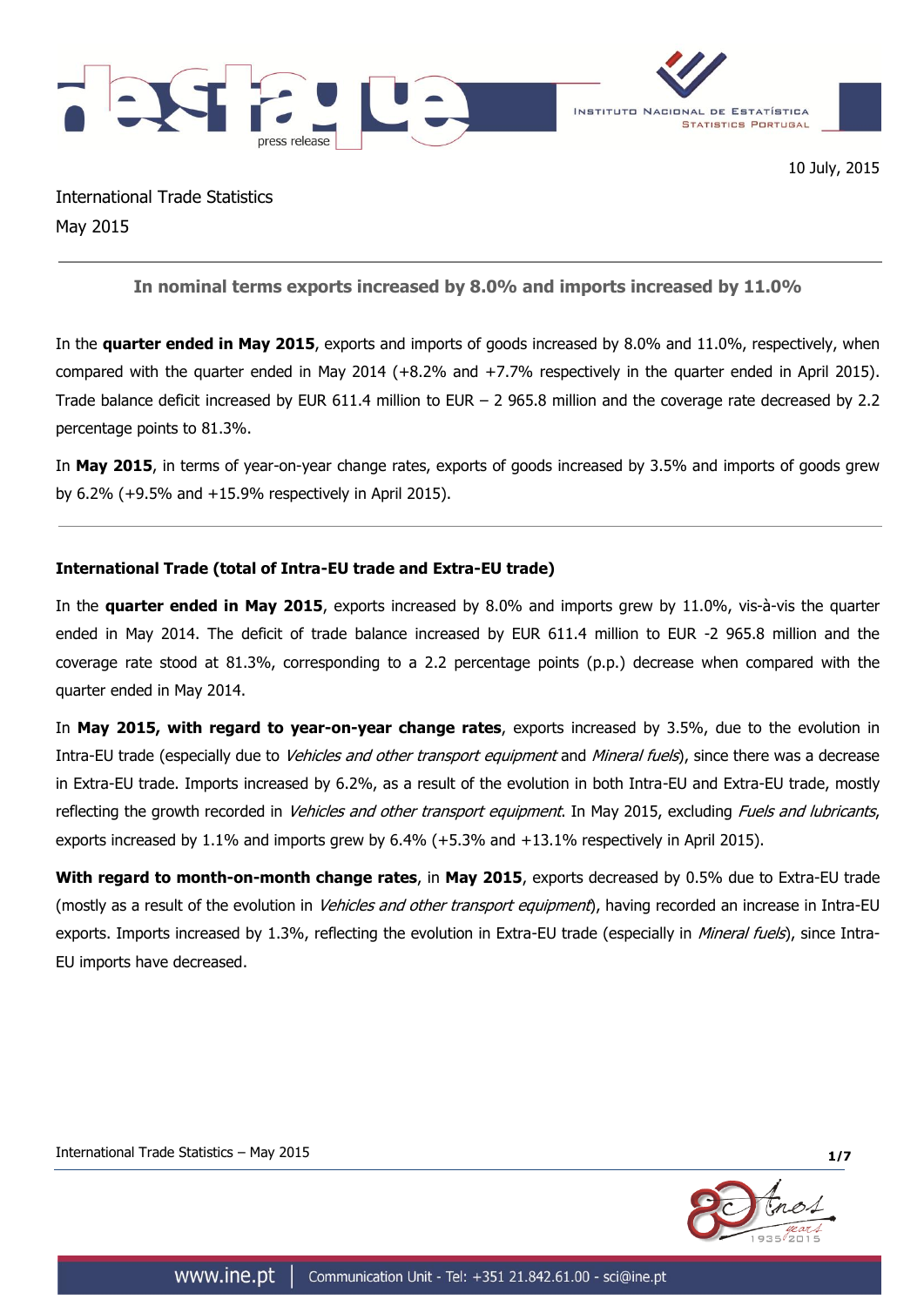10 July, 2015

International Trade Statistics
May 2015

## In nominal terms exports increased by 8.0% and imports increased by 11.0%

In the **quarter ended in May 2015**, exports and imports of goods increased by 8.0% and 11.0%, respectively, when compared with the quarter ended in May 2014 (+8.2% and +7.7% respectively in the quarter ended in April 2015). Trade balance deficit increased by EUR 611.4 million to EUR – 2 965.8 million and the coverage rate decreased by 2.2 percentage points to 81.3%.

In **May 2015**, in terms of year-on-year change rates, exports of goods increased by 3.5% and imports of goods grew by 6.2% (+9.5% and +15.9% respectively in April 2015).

### International Trade (total of Intra-EU trade and Extra-EU trade)

In the **quarter ended in May 2015**, exports increased by 8.0% and imports grew by 11.0%, vis-à-vis the quarter ended in May 2014. The deficit of trade balance increased by EUR 611.4 million to EUR -2 965.8 million and the coverage rate stood at 81.3%, corresponding to a 2.2 percentage points (p.p.) decrease when compared with the quarter ended in May 2014.

In **May 2015, with regard to year-on-year change rates**, exports increased by 3.5%, due to the evolution in Intra-EU trade (especially due to *Vehicles and other transport equipment* and *Mineral fuels*), since there was a decrease in Extra-EU trade. Imports increased by 6.2%, as a result of the evolution in both Intra-EU and Extra-EU trade, mostly reflecting the growth recorded in *Vehicles and other transport equipment*. In May 2015, excluding *Fuels and lubricants*, exports increased by 1.1% and imports grew by 6.4% (+5.3% and +13.1% respectively in April 2015).

**With regard to month-on-month change rates**, in **May 2015**, exports decreased by 0.5% due to Extra-EU trade (mostly as a result of the evolution in *Vehicles and other transport equipment*), having recorded an increase in Intra-EU exports. Imports increased by 1.3%, reflecting the evolution in Extra-EU trade (especially in *Mineral fuels*), since Intra-EU imports have decreased.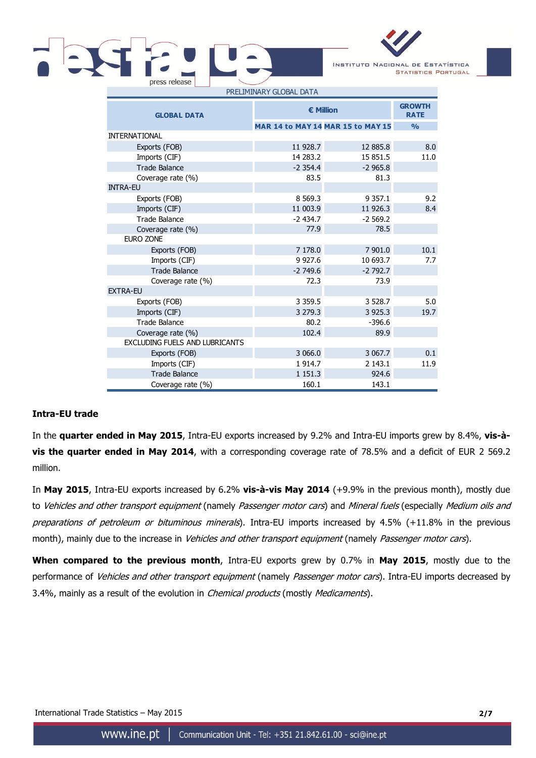PRELIMINARY GLOBAL DATA

| GLOBAL DATA | € Million | | GROWTH RATE |
|---|---|---|---|
| | MAR 14 to MAY 14 | MAR 15 to MAY 15 | % |
| INTERNATIONAL | | | |
| Exports (FOB) | 11 928.7 | 12 885.8 | 8.0 |
| Imports (CIF) | 14 283.2 | 15 851.5 | 11.0 |
| Trade Balance | -2 354.4 | -2 965.8 | |
| Coverage rate (%) | 83.5 | 81.3 | |
| INTRA-EU | | | |
| Exports (FOB) | 8 569.3 | 9 357.1 | 9.2 |
| Imports (CIF) | 11 003.9 | 11 926.3 | 8.4 |
| Trade Balance | -2 434.7 | -2 569.2 | |
| Coverage rate (%) | 77.9 | 78.5 | |
| EURO ZONE | | | |
| Exports (FOB) | 7 178.0 | 7 901.0 | 10.1 |
| Imports (CIF) | 9 927.6 | 10 693.7 | 7.7 |
| Trade Balance | -2 749.6 | -2 792.7 | |
| Coverage rate (%) | 72.3 | 73.9 | |
| EXTRA-EU | | | |
| Exports (FOB) | 3 359.5 | 3 528.7 | 5.0 |
| Imports (CIF) | 3 279.3 | 3 925.3 | 19.7 |
| Trade Balance | 80.2 | -396.6 | |
| Coverage rate (%) | 102.4 | 89.9 | |
| EXCLUDING FUELS AND LUBRICANTS | | | |
| Exports (FOB) | 3 066.0 | 3 067.7 | 0.1 |
| Imports (CIF) | 1 914.7 | 2 143.1 | 11.9 |
| Trade Balance | 1 151.3 | 924.6 | |
| Coverage rate (%) | 160.1 | 143.1 | |

**Intra-EU trade**

In the **quarter ended in May 2015**, Intra-EU exports increased by 9.2% and Intra-EU imports grew by 8.4%, **vis-à-vis the quarter ended in May 2014**, with a corresponding coverage rate of 78.5% and a deficit of EUR 2 569.2 million.

In **May 2015**, Intra-EU exports increased by 6.2% **vis-à-vis May 2014** (+9.9% in the previous month), mostly due to *Vehicles and other transport equipment* (namely *Passenger motor cars*) and *Mineral fuels* (especially *Medium oils and preparations of petroleum or bituminous minerals*). Intra-EU imports increased by 4.5% (+11.8% in the previous month), mainly due to the increase in *Vehicles and other transport equipment* (namely *Passenger motor cars*).

**When compared to the previous month**, Intra-EU exports grew by 0.7% in **May 2015**, mostly due to the performance of *Vehicles and other transport equipment* (namely *Passenger motor cars*). Intra-EU imports decreased by 3.4%, mainly as a result of the evolution in *Chemical products* (mostly *Medicaments*).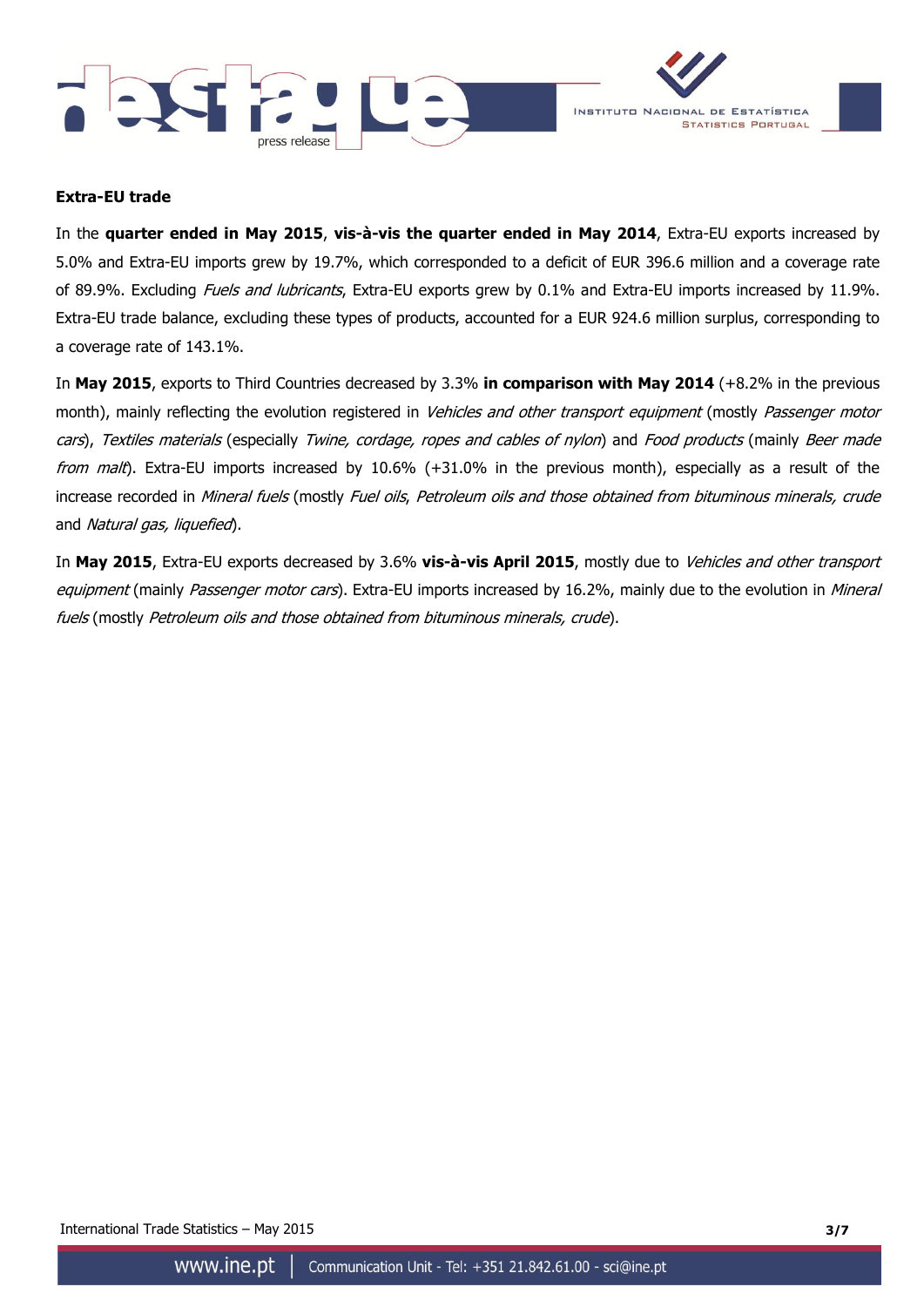## Extra-EU trade

In the **quarter ended in May 2015**, **vis-à-vis the quarter ended in May 2014**, Extra-EU exports increased by 5.0% and Extra-EU imports grew by 19.7%, which corresponded to a deficit of EUR 396.6 million and a coverage rate of 89.9%. Excluding *Fuels and lubricants*, Extra-EU exports grew by 0.1% and Extra-EU imports increased by 11.9%. Extra-EU trade balance, excluding these types of products, accounted for a EUR 924.6 million surplus, corresponding to a coverage rate of 143.1%.

In **May 2015**, exports to Third Countries decreased by 3.3% **in comparison with May 2014** (+8.2% in the previous month), mainly reflecting the evolution registered in *Vehicles and other transport equipment* (mostly *Passenger motor cars*), *Textiles materials* (especially *Twine, cordage, ropes and cables of nylon*) and *Food products* (mainly *Beer made from malt*). Extra-EU imports increased by 10.6% (+31.0% in the previous month), especially as a result of the increase recorded in *Mineral fuels* (mostly *Fuel oils*, *Petroleum oils and those obtained from bituminous minerals, crude* and *Natural gas, liquefied*).

In **May 2015**, Extra-EU exports decreased by 3.6% **vis-à-vis April 2015**, mostly due to *Vehicles and other transport equipment* (mainly *Passenger motor cars*). Extra-EU imports increased by 16.2%, mainly due to the evolution in *Mineral fuels* (mostly *Petroleum oils and those obtained from bituminous minerals, crude*).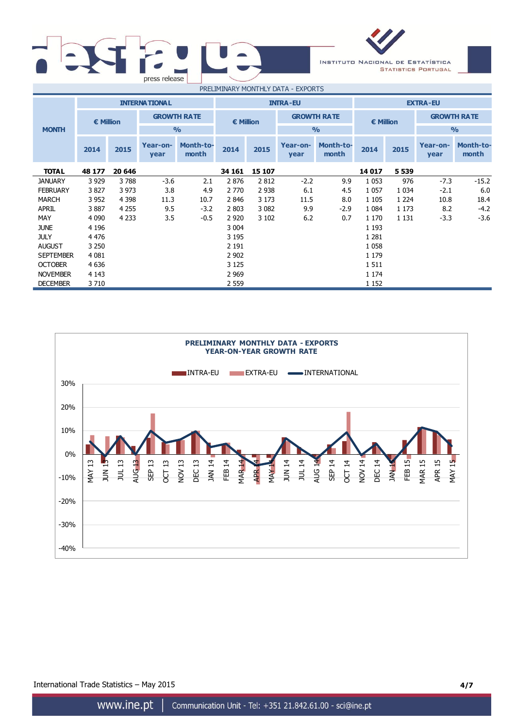PRELIMINARY MONTHLY DATA - EXPORTS

| MONTH | INTERNATIONAL | | | | INTRA-EU | | | | EXTRA-EU | | | |
|---|---|---|---|---|---|---|---|---|---|---|---|---|
| | € Million | | GROWTH RATE % | | € Million | | GROWTH RATE % | | € Million | | GROWTH RATE % | |
| | 2014 | 2015 | Year-on-year | Month-to-month | 2014 | 2015 | Year-on-year | Month-to-month | 2014 | 2015 | Year-on-year | Month-to-month |
| **TOTAL** | **48 177** | **20 646** | | | **34 161** | **15 107** | | | **14 017** | **5 539** | | |
| JANUARY | 3 929 | 3 788 | -3.6 | 2.1 | 2 876 | 2 812 | -2.2 | 9.9 | 1 053 | 976 | -7.3 | -15.2 |
| FEBRUARY | 3 827 | 3 973 | 3.8 | 4.9 | 2 770 | 2 938 | 6.1 | 4.5 | 1 057 | 1 034 | -2.1 | 6.0 |
| MARCH | 3 952 | 4 398 | 11.3 | 10.7 | 2 846 | 3 173 | 11.5 | 8.0 | 1 105 | 1 224 | 10.8 | 18.4 |
| APRIL | 3 887 | 4 255 | 9.5 | -3.2 | 2 803 | 3 082 | 9.9 | -2.9 | 1 084 | 1 173 | 8.2 | -4.2 |
| MAY | 4 090 | 4 233 | 3.5 | -0.5 | 2 920 | 3 102 | 6.2 | 0.7 | 1 170 | 1 131 | -3.3 | -3.6 |
| JUNE | 4 196 | | | | 3 004 | | | | 1 193 | | | |
| JULY | 4 476 | | | | 3 195 | | | | 1 281 | | | |
| AUGUST | 3 250 | | | | 2 191 | | | | 1 058 | | | |
| SEPTEMBER | 4 081 | | | | 2 902 | | | | 1 179 | | | |
| OCTOBER | 4 636 | | | | 3 125 | | | | 1 511 | | | |
| NOVEMBER | 4 143 | | | | 2 969 | | | | 1 174 | | | |
| DECEMBER | 3 710 | | | | 2 559 | | | | 1 152 | | | |

**PRELIMINARY MONTHLY DATA - EXPORTS**
**YEAR-ON-YEAR GROWTH RATE**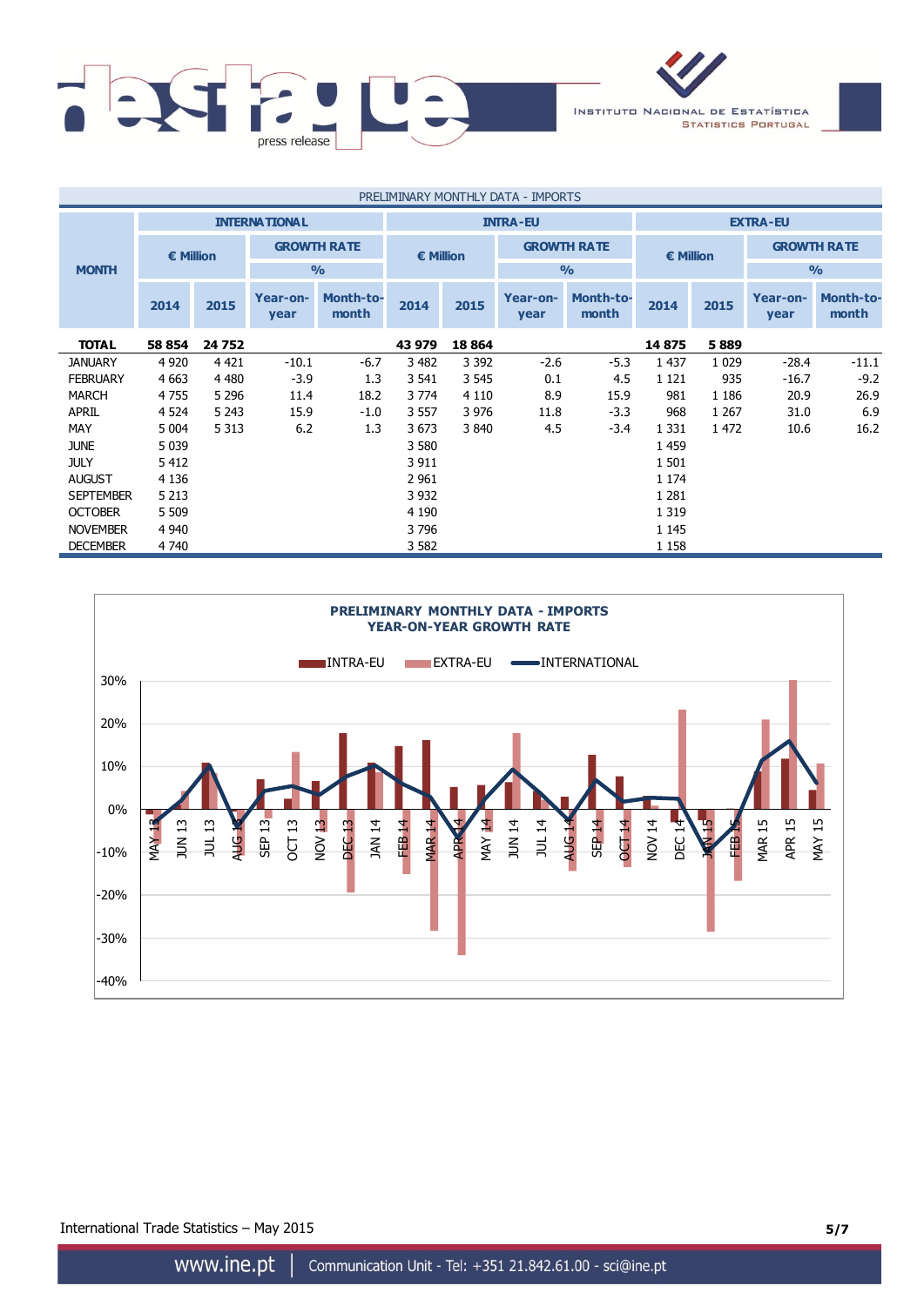PRELIMINARY MONTHLY DATA - IMPORTS

| MONTH | INTERNATIONAL | | | | INTRA-EU | | | | EXTRA-EU | | | |
|---|---|---|---|---|---|---|---|---|---|---|---|---|
| | € Million | | GROWTH RATE % | | € Million | | GROWTH RATE % | | € Million | | GROWTH RATE % | |
| | 2014 | 2015 | Year-on-year | Month-to-month | 2014 | 2015 | Year-on-year | Month-to-month | 2014 | 2015 | Year-on-year | Month-to-month |
| **TOTAL** | **58 854** | **24 752** | | | **43 979** | **18 864** | | | **14 875** | **5 889** | | |
| JANUARY | 4 920 | 4 421 | -10.1 | -6.7 | 3 482 | 3 392 | -2.6 | -5.3 | 1 437 | 1 029 | -28.4 | -11.1 |
| FEBRUARY | 4 663 | 4 480 | -3.9 | 1.3 | 3 541 | 3 545 | 0.1 | 4.5 | 1 121 | 935 | -16.7 | -9.2 |
| MARCH | 4 755 | 5 296 | 11.4 | 18.2 | 3 774 | 4 110 | 8.9 | 15.9 | 981 | 1 186 | 20.9 | 26.9 |
| APRIL | 4 524 | 5 243 | 15.9 | -1.0 | 3 557 | 3 976 | 11.8 | -3.3 | 968 | 1 267 | 31.0 | 6.9 |
| MAY | 5 004 | 5 313 | 6.2 | 1.3 | 3 673 | 3 840 | 4.5 | -3.4 | 1 331 | 1 472 | 10.6 | 16.2 |
| JUNE | 5 039 | | | | 3 580 | | | | 1 459 | | | |
| JULY | 5 412 | | | | 3 911 | | | | 1 501 | | | |
| AUGUST | 4 136 | | | | 2 961 | | | | 1 174 | | | |
| SEPTEMBER | 5 213 | | | | 3 932 | | | | 1 281 | | | |
| OCTOBER | 5 509 | | | | 4 190 | | | | 1 319 | | | |
| NOVEMBER | 4 940 | | | | 3 796 | | | | 1 145 | | | |
| DECEMBER | 4 740 | | | | 3 582 | | | | 1 158 | | | |

**PRELIMINARY MONTHLY DATA - IMPORTS**
**YEAR-ON-YEAR GROWTH RATE**

International Trade Statistics – May 2015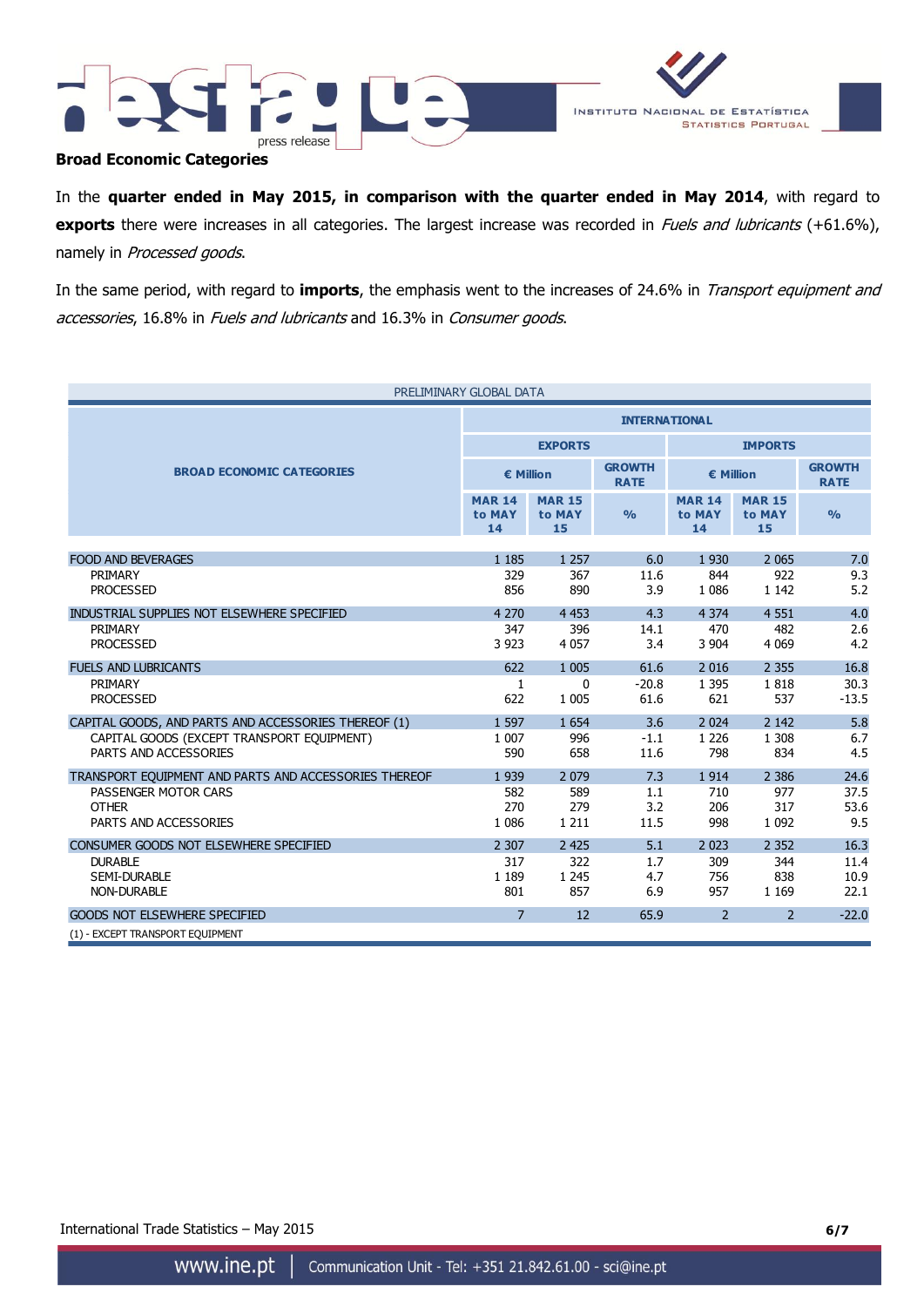## Broad Economic Categories

In the **quarter ended in May 2015, in comparison with the quarter ended in May 2014**, with regard to **exports** there were increases in all categories. The largest increase was recorded in *Fuels and lubricants* (+61.6%), namely in *Processed goods*.

In the same period, with regard to **imports**, the emphasis went to the increases of 24.6% in *Transport equipment and accessories*, 16.8% in *Fuels and lubricants* and 16.3% in *Consumer goods*.

PRELIMINARY GLOBAL DATA

| BROAD ECONOMIC CATEGORIES | INTERNATIONAL | | | | | |
|---|---|---|---|---|---|---|
| | EXPORTS | | | IMPORTS | | |
| | € Million | | GROWTH RATE | € Million | | GROWTH RATE |
| | MAR 14 to MAY 14 | MAR 15 to MAY 15 | % | MAR 14 to MAY 14 | MAR 15 to MAY 15 | % |
| FOOD AND BEVERAGES | 1 185 | 1 257 | 6.0 | 1 930 | 2 065 | 7.0 |
| PRIMARY | 329 | 367 | 11.6 | 844 | 922 | 9.3 |
| PROCESSED | 856 | 890 | 3.9 | 1 086 | 1 142 | 5.2 |
| INDUSTRIAL SUPPLIES NOT ELSEWHERE SPECIFIED | 4 270 | 4 453 | 4.3 | 4 374 | 4 551 | 4.0 |
| PRIMARY | 347 | 396 | 14.1 | 470 | 482 | 2.6 |
| PROCESSED | 3 923 | 4 057 | 3.4 | 3 904 | 4 069 | 4.2 |
| FUELS AND LUBRICANTS | 622 | 1 005 | 61.6 | 2 016 | 2 355 | 16.8 |
| PRIMARY | 1 | 0 | -20.8 | 1 395 | 1 818 | 30.3 |
| PROCESSED | 622 | 1 005 | 61.6 | 621 | 537 | -13.5 |
| CAPITAL GOODS, AND PARTS AND ACCESSORIES THEREOF (1) | 1 597 | 1 654 | 3.6 | 2 024 | 2 142 | 5.8 |
| CAPITAL GOODS (EXCEPT TRANSPORT EQUIPMENT) | 1 007 | 996 | -1.1 | 1 226 | 1 308 | 6.7 |
| PARTS AND ACCESSORIES | 590 | 658 | 11.6 | 798 | 834 | 4.5 |
| TRANSPORT EQUIPMENT AND PARTS AND ACCESSORIES THEREOF | 1 939 | 2 079 | 7.3 | 1 914 | 2 386 | 24.6 |
| PASSENGER MOTOR CARS | 582 | 589 | 1.1 | 710 | 977 | 37.5 |
| OTHER | 270 | 279 | 3.2 | 206 | 317 | 53.6 |
| PARTS AND ACCESSORIES | 1 086 | 1 211 | 11.5 | 998 | 1 092 | 9.5 |
| CONSUMER GOODS NOT ELSEWHERE SPECIFIED | 2 307 | 2 425 | 5.1 | 2 023 | 2 352 | 16.3 |
| DURABLE | 317 | 322 | 1.7 | 309 | 344 | 11.4 |
| SEMI-DURABLE | 1 189 | 1 245 | 4.7 | 756 | 838 | 10.9 |
| NON-DURABLE | 801 | 857 | 6.9 | 957 | 1 169 | 22.1 |
| GOODS NOT ELSEWHERE SPECIFIED | 7 | 12 | 65.9 | 2 | 2 | -22.0 |

(1) - EXCEPT TRANSPORT EQUIPMENT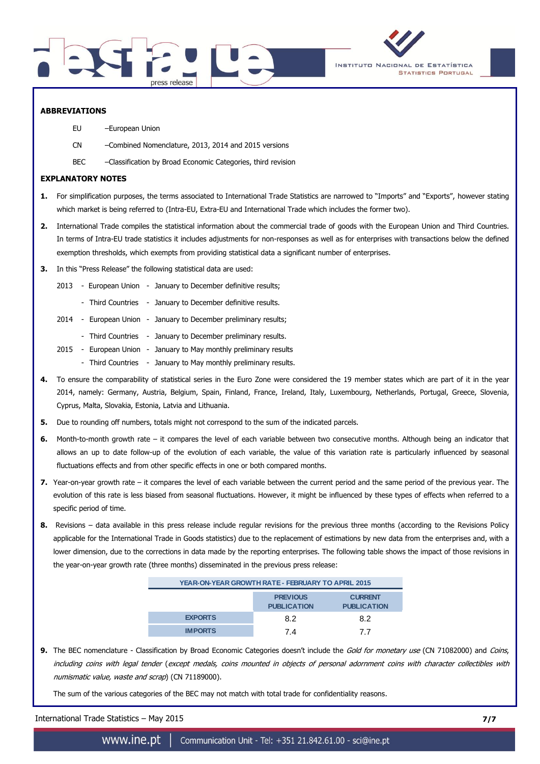## ABBREVIATIONS

| | |
|---|---|
| EU | –European Union |
| CN | –Combined Nomenclature, 2013, 2014 and 2015 versions |
| BEC | –Classification by Broad Economic Categories, third revision |

## EXPLANATORY NOTES

1. For simplification purposes, the terms associated to International Trade Statistics are narrowed to "Imports" and "Exports", however stating which market is being referred to (Intra-EU, Extra-EU and International Trade which includes the former two).

2. International Trade compiles the statistical information about the commercial trade of goods with the European Union and Third Countries. In terms of Intra-EU trade statistics it includes adjustments for non-responses as well as for enterprises with transactions below the defined exemption thresholds, which exempts from providing statistical data a significant number of enterprises.

3. In this "Press Release" the following statistical data are used:

   2013 - European Union - January to December definitive results;
   - Third Countries - January to December definitive results.

   2014 - European Union - January to December preliminary results;
   - Third Countries - January to December preliminary results.

   2015 - European Union - January to May monthly preliminary results
   - Third Countries - January to May monthly preliminary results.

4. To ensure the comparability of statistical series in the Euro Zone were considered the 19 member states which are part of it in the year 2014, namely: Germany, Austria, Belgium, Spain, Finland, France, Ireland, Italy, Luxembourg, Netherlands, Portugal, Greece, Slovenia, Cyprus, Malta, Slovakia, Estonia, Latvia and Lithuania.

5. Due to rounding off numbers, totals might not correspond to the sum of the indicated parcels.

6. Month-to-month growth rate – it compares the level of each variable between two consecutive months. Although being an indicator that allows an up to date follow-up of the evolution of each variable, the value of this variation rate is particularly influenced by seasonal fluctuations effects and from other specific effects in one or both compared months.

7. Year-on-year growth rate – it compares the level of each variable between the current period and the same period of the previous year. The evolution of this rate is less biased from seasonal fluctuations. However, it might be influenced by these types of effects when referred to a specific period of time.

8. Revisions – data available in this press release include regular revisions for the previous three months (according to the Revisions Policy applicable for the International Trade in Goods statistics) due to the replacement of estimations by new data from the enterprises and, with a lower dimension, due to the corrections in data made by the reporting enterprises. The following table shows the impact of those revisions in the year-on-year growth rate (three months) disseminated in the previous press release:

**YEAR-ON-YEAR GROWTH RATE - FEBRUARY TO APRIL 2015**

| | PREVIOUS PUBLICATION | CURRENT PUBLICATION |
|---|---|---|
| EXPORTS | 8.2 | 8.2 |
| IMPORTS | 7.4 | 7.7 |

9. The BEC nomenclature - Classification by Broad Economic Categories doesn't include the *Gold for monetary use* (CN 71082000) and *Coins, including coins with legal tender* (*except medals, coins mounted in objects of personal adornment coins with character collectibles with numismatic value, waste and scrap*) (CN 71189000).

   The sum of the various categories of the BEC may not match with total trade for confidentiality reasons.